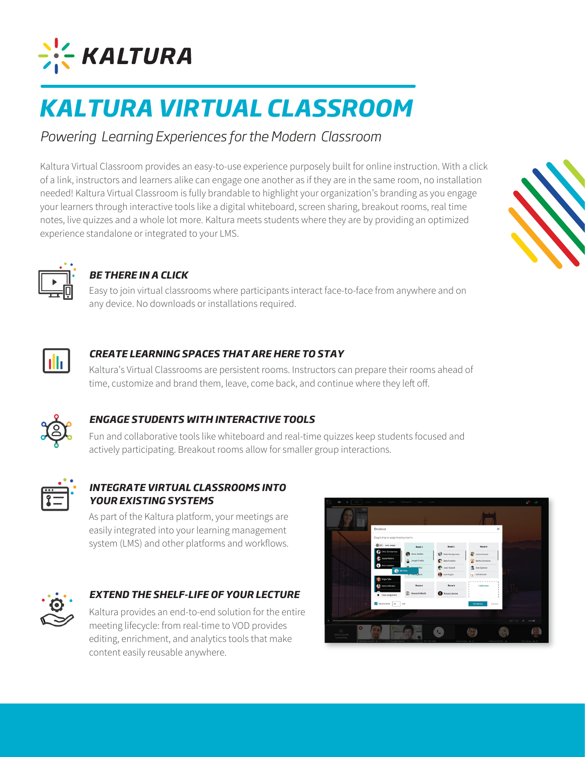# KALTURA

# KALTURA VIRTUAL CLASSROOM

*Powering Learning Experiences for the Modern Classroom*

Kaltura Virtual Classroom provides an easy-to-use experience purposely built for online instruction. With a click of a link, instructors and learners alike can engage one another as if they are in the same room, no installation needed! Kaltura Virtual Classroom is fully brandable to highlight your organization's branding as you engage your learners through interactive tools like a digital whiteboard, screen sharing, breakout rooms, real time notes, live quizzes and a whole lot more. Kaltura meets students where they are by providing an optimized experience standalone or integrated to your LMS.

### BE THERE IN A CLICK

Easy to join virtual classrooms where participants interact face-to-face from anywhere and on any device. No downloads or installations required.

### CREATE LEARNING SPACES THAT ARE HERE TO STAY

Kaltura's Virtual Classrooms are persistent rooms. Instructors can prepare their rooms ahead of time, customize and brand them, leave, come back, and continue where they left off.

### ENGAGE STUDENTS WITH INTERACTIVE TOOLS

Fun and collaborative tools like whiteboard and real-time quizzes keep students focused and actively participating. Breakout rooms allow for smaller group interactions.

### INTEGRATE VIRTUAL CLASSROOMS INTO YOUR EXISTING SYSTEMS

As part of the Kaltura platform, your meetings are easily integrated into your learning management system (LMS) and other platforms and workflows.

### EXTEND THE SHELF-LIFE OF YOUR LECTURE

Kaltura provides an end-to-end solution for the entire meeting lifecycle: from real-time to VOD provides editing, enrichment, and analytics tools that make content easily reusable anywhere.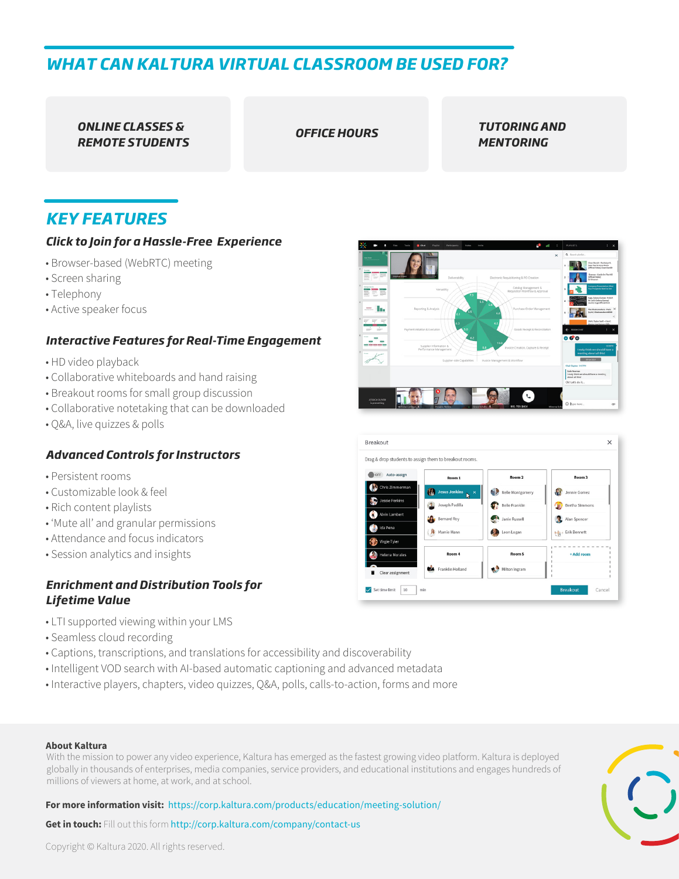## WHAT CAN KALTURA VIRTUAL CLASSROOM BE USED FOR?

**ONLINE CLASSES & REMOTE STUDENTS**

**OFFICE HOURS**

**TUTORING AND MENTORING**

## KEY FEATURES

### *Click to Join for a Hassle-Free Experience*

- Browser-based (WebRTC) meeting
- Screen sharing
- Telephony
- Active speaker focus

### *Interactive Features for Real-Time Engagement*

- HD video playback
- Collaborative whiteboards and hand raising
- Breakout rooms for small group discussion
- Collaborative notetaking that can be downloaded
- Q&A, live quizzes & polls

### *Advanced Controls for Instructors*

- Persistent rooms
- Customizable look & feel
- Rich content playlists
- 'Mute all' and granular permissions
- Attendance and focus indicators
- Session analytics and insights

### *Enrichment and Distribution Tools for Lifetime Value*

- LTI supported viewing within your LMS
- Seamless cloud recording
- Captions, transcriptions, and translations for accessibility and discoverability
- Intelligent VOD search with AI-based automatic captioning and advanced metadata
- Interactive players, chapters, video quizzes, Q&A, polls, calls-to-action, forms and more

**About Kaltura**

With the mission to power any video experience, Kaltura has emerged as the fastest growing video platform. Kaltura is deployed globally in thousands of enterprises, media companies, service providers, and educational institutions and engages hundreds of millions of viewers at home, at work, and at school.

**For more information visit:** https://corp.kaltura.com/products/education/meeting-solution/

**Get in touch:** Fill out this form http://corp.kaltura.com/company/contact-us

Copyright © Kaltura 2020. All rights reserved.